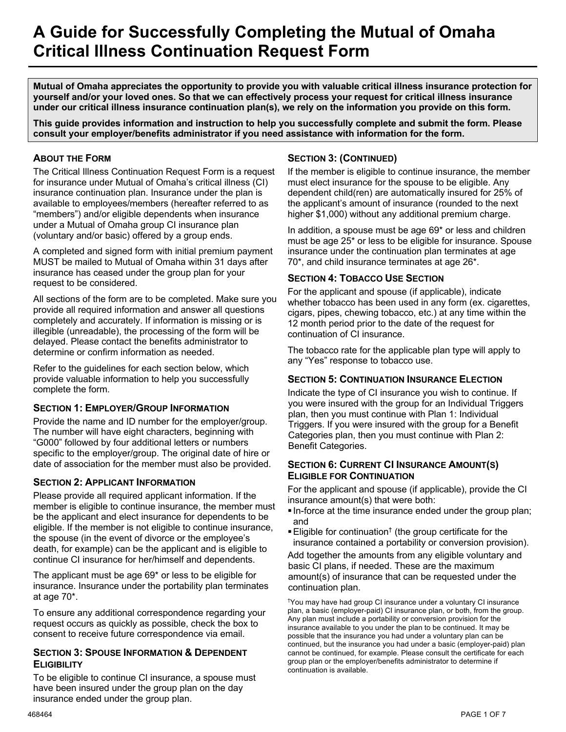# A Guide for Successfully Completing the Mutual of Omaha Critical Illness Continuation Request Form

**Mutual of Omaha appreciates the opportunity to provide you with valuable critical illness insurance protection for yourself and/or your loved ones. So that we can effectively process your request for critical illness insurance under our critical illness insurance continuation plan(s), we rely on the information you provide on this form.**

**This guide provides information and instruction to help you successfully complete and submit the form. Please consult your employer/benefits administrator if you need assistance with information for the form.**

### About the Form

The Critical Illness Continuation Request Form is a request for insurance under Mutual of Omaha's critical illness (CI) insurance continuation plan. Insurance under the plan is available to employees/members (hereafter referred to as "members") and/or eligible dependents when insurance under a Mutual of Omaha group CI insurance plan (voluntary and/or basic) offered by a group ends.

A completed and signed form with initial premium payment MUST be mailed to Mutual of Omaha within 31 days after insurance has ceased under the group plan for your request to be considered.

All sections of the form are to be completed. Make sure you provide all required information and answer all questions completely and accurately. If information is missing or is illegible (unreadable), the processing of the form will be delayed. Please contact the benefits administrator to determine or confirm information as needed.

Refer to the guidelines for each section below, which provide valuable information to help you successfully complete the form.

### Section 1: Employer/Group Information

Provide the name and ID number for the employer/group. The number will have eight characters, beginning with "G000" followed by four additional letters or numbers specific to the employer/group. The original date of hire or date of association for the member must also be provided.

### Section 2: Applicant Information

Please provide all required applicant information. If the member is eligible to continue insurance, the member must be the applicant and elect insurance for dependents to be eligible. If the member is not eligible to continue insurance, the spouse (in the event of divorce or the employee's death, for example) can be the applicant and is eligible to continue CI insurance for her/himself and dependents.

The applicant must be age 69* or less to be eligible for insurance. Insurance under the portability plan terminates at age 70*.

To ensure any additional correspondence regarding your request occurs as quickly as possible, check the box to consent to receive future correspondence via email.

### Section 3: Spouse Information & Dependent Eligibility

To be eligible to continue CI insurance, a spouse must have been insured under the group plan on the day insurance ended under the group plan.

### Section 3: (Continued)

If the member is eligible to continue insurance, the member must elect insurance for the spouse to be eligible. Any dependent child(ren) are automatically insured for 25% of the applicant's amount of insurance (rounded to the next higher $1,000) without any additional premium charge.

In addition, a spouse must be age 69* or less and children must be age 25* or less to be eligible for insurance. Spouse insurance under the continuation plan terminates at age 70*, and child insurance terminates at age 26*.

### Section 4: Tobacco Use Section

For the applicant and spouse (if applicable), indicate whether tobacco has been used in any form (ex. cigarettes, cigars, pipes, chewing tobacco, etc.) at any time within the 12 month period prior to the date of the request for continuation of CI insurance.

The tobacco rate for the applicable plan type will apply to any "Yes" response to tobacco use.

### Section 5: Continuation Insurance Election

Indicate the type of CI insurance you wish to continue. If you were insured with the group for an Individual Triggers plan, then you must continue with Plan 1: Individual Triggers. If you were insured with the group for a Benefit Categories plan, then you must continue with Plan 2: Benefit Categories.

### Section 6: Current CI Insurance Amount(s) Eligible for Continuation

For the applicant and spouse (if applicable), provide the CI insurance amount(s) that were both:

- In-force at the time insurance ended under the group plan; and
- Eligible for continuation† (the group certificate for the insurance contained a portability or conversion provision).

Add together the amounts from any eligible voluntary and basic CI plans, if needed. These are the maximum amount(s) of insurance that can be requested under the continuation plan.

†You may have had group CI insurance under a voluntary CI insurance plan, a basic (employer-paid) CI insurance plan, or both, from the group. Any plan must include a portability or conversion provision for the insurance available to you under the plan to be continued. It may be possible that the insurance you had under a voluntary plan can be continued, but the insurance you had under a basic (employer-paid) plan cannot be continued, for example. Please consult the certificate for each group plan or the employer/benefits administrator to determine if continuation is available.

468464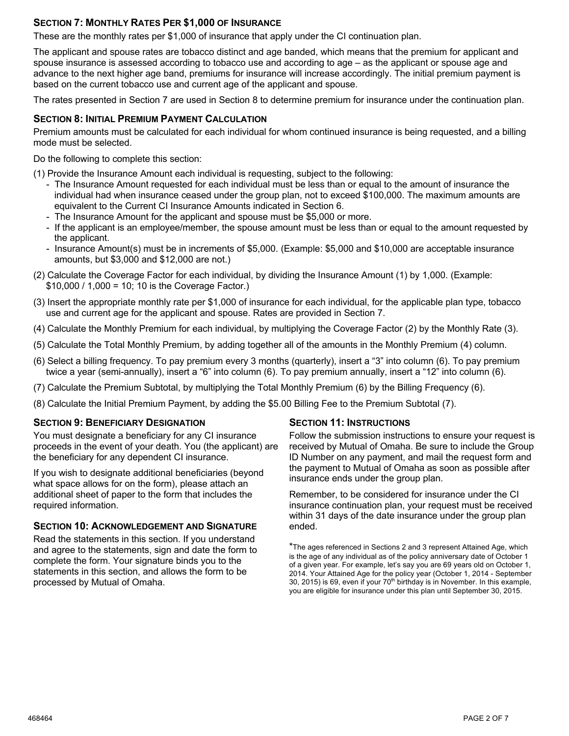## Section 7: Monthly Rates Per $1,000 of Insurance

These are the monthly rates per $1,000 of insurance that apply under the CI continuation plan.

The applicant and spouse rates are tobacco distinct and age banded, which means that the premium for applicant and spouse insurance is assessed according to tobacco use and according to age – as the applicant or spouse age and advance to the next higher age band, premiums for insurance will increase accordingly. The initial premium payment is based on the current tobacco use and current age of the applicant and spouse.

The rates presented in Section 7 are used in Section 8 to determine premium for insurance under the continuation plan.

## Section 8: Initial Premium Payment Calculation

Premium amounts must be calculated for each individual for whom continued insurance is being requested, and a billing mode must be selected.

Do the following to complete this section:

(1) Provide the Insurance Amount each individual is requesting, subject to the following:
- The Insurance Amount requested for each individual must be less than or equal to the amount of insurance the individual had when insurance ceased under the group plan, not to exceed $100,000. The maximum amounts are equivalent to the Current CI Insurance Amounts indicated in Section 6.
- The Insurance Amount for the applicant and spouse must be $5,000 or more.
- If the applicant is an employee/member, the spouse amount must be less than or equal to the amount requested by the applicant.
- Insurance Amount(s) must be in increments of $5,000. (Example: $5,000 and $10,000 are acceptable insurance amounts, but $3,000 and $12,000 are not.)

(2) Calculate the Coverage Factor for each individual, by dividing the Insurance Amount (1) by 1,000. (Example: $10,000 / 1,000 = 10; 10 is the Coverage Factor.)

(3) Insert the appropriate monthly rate per $1,000 of insurance for each individual, for the applicable plan type, tobacco use and current age for the applicant and spouse. Rates are provided in Section 7.

(4) Calculate the Monthly Premium for each individual, by multiplying the Coverage Factor (2) by the Monthly Rate (3).

(5) Calculate the Total Monthly Premium, by adding together all of the amounts in the Monthly Premium (4) column.

(6) Select a billing frequency. To pay premium every 3 months (quarterly), insert a "3" into column (6). To pay premium twice a year (semi-annually), insert a "6" into column (6). To pay premium annually, insert a "12" into column (6).

(7) Calculate the Premium Subtotal, by multiplying the Total Monthly Premium (6) by the Billing Frequency (6).

(8) Calculate the Initial Premium Payment, by adding the $5.00 Billing Fee to the Premium Subtotal (7).

## Section 9: Beneficiary Designation

You must designate a beneficiary for any CI insurance proceeds in the event of your death. You (the applicant) are the beneficiary for any dependent CI insurance.

If you wish to designate additional beneficiaries (beyond what space allows for on the form), please attach an additional sheet of paper to the form that includes the required information.

## Section 10: Acknowledgement and Signature

Read the statements in this section. If you understand and agree to the statements, sign and date the form to complete the form. Your signature binds you to the statements in this section, and allows the form to be processed by Mutual of Omaha.

## Section 11: Instructions

Follow the submission instructions to ensure your request is received by Mutual of Omaha. Be sure to include the Group ID Number on any payment, and mail the request form and the payment to Mutual of Omaha as soon as possible after insurance ends under the group plan.

Remember, to be considered for insurance under the CI insurance continuation plan, your request must be received within 31 days of the date insurance under the group plan ended.

*The ages referenced in Sections 2 and 3 represent Attained Age, which is the age of any individual as of the policy anniversary date of October 1 of a given year. For example, let's say you are 69 years old on October 1, 2014. Your Attained Age for the policy year (October 1, 2014 - September 30, 2015) is 69, even if your 70th birthday is in November. In this example, you are eligible for insurance under this plan until September 30, 2015.

468464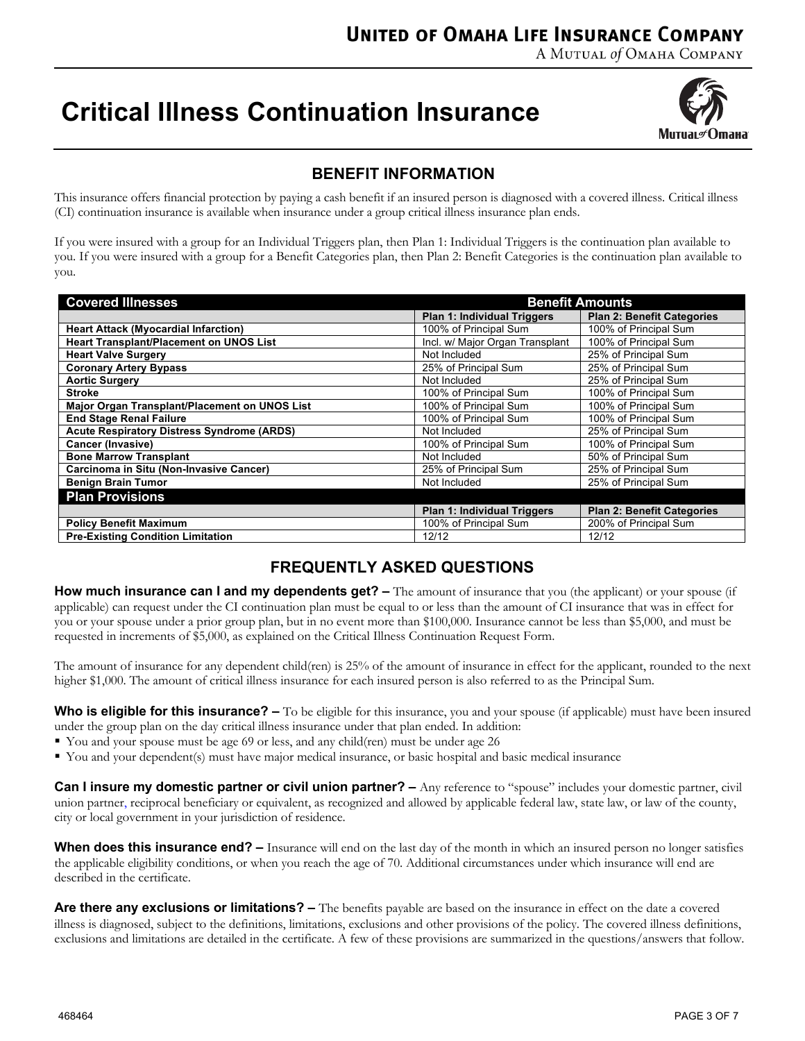# United of Omaha Life Insurance Company

A Mutual *of* Omaha Company

# Critical Illness Continuation Insurance

## BENEFIT INFORMATION

This insurance offers financial protection by paying a cash benefit if an insured person is diagnosed with a covered illness. Critical illness (CI) continuation insurance is available when insurance under a group critical illness insurance plan ends.

If you were insured with a group for an Individual Triggers plan, then Plan 1: Individual Triggers is the continuation plan available to you. If you were insured with a group for a Benefit Categories plan, then Plan 2: Benefit Categories is the continuation plan available to you.

| Covered Illnesses | Benefit Amounts | |
|---|---|---|
| | **Plan 1: Individual Triggers** | **Plan 2: Benefit Categories** |
| **Heart Attack (Myocardial Infarction)** | 100% of Principal Sum | 100% of Principal Sum |
| **Heart Transplant/Placement on UNOS List** | Incl. w/ Major Organ Transplant | 100% of Principal Sum |
| **Heart Valve Surgery** | Not Included | 25% of Principal Sum |
| **Coronary Artery Bypass** | 25% of Principal Sum | 25% of Principal Sum |
| **Aortic Surgery** | Not Included | 25% of Principal Sum |
| **Stroke** | 100% of Principal Sum | 100% of Principal Sum |
| **Major Organ Transplant/Placement on UNOS List** | 100% of Principal Sum | 100% of Principal Sum |
| **End Stage Renal Failure** | 100% of Principal Sum | 100% of Principal Sum |
| **Acute Respiratory Distress Syndrome (ARDS)** | Not Included | 25% of Principal Sum |
| **Cancer (Invasive)** | 100% of Principal Sum | 100% of Principal Sum |
| **Bone Marrow Transplant** | Not Included | 50% of Principal Sum |
| **Carcinoma in Situ (Non-Invasive Cancer)** | 25% of Principal Sum | 25% of Principal Sum |
| **Benign Brain Tumor** | Not Included | 25% of Principal Sum |
| **Plan Provisions** | | |
| | **Plan 1: Individual Triggers** | **Plan 2: Benefit Categories** |
| **Policy Benefit Maximum** | 100% of Principal Sum | 200% of Principal Sum |
| **Pre-Existing Condition Limitation** | 12/12 | 12/12 |

## FREQUENTLY ASKED QUESTIONS

**How much insurance can I and my dependents get? –** The amount of insurance that you (the applicant) or your spouse (if applicable) can request under the CI continuation plan must be equal to or less than the amount of CI insurance that was in effect for you or your spouse under a prior group plan, but in no event more than $100,000. Insurance cannot be less than $5,000, and must be requested in increments of $5,000, as explained on the Critical Illness Continuation Request Form.

The amount of insurance for any dependent child(ren) is 25% of the amount of insurance in effect for the applicant, rounded to the next higher $1,000. The amount of critical illness insurance for each insured person is also referred to as the Principal Sum.

**Who is eligible for this insurance? –** To be eligible for this insurance, you and your spouse (if applicable) must have been insured under the group plan on the day critical illness insurance under that plan ended. In addition:

- You and your spouse must be age 69 or less, and any child(ren) must be under age 26
- You and your dependent(s) must have major medical insurance, or basic hospital and basic medical insurance

**Can I insure my domestic partner or civil union partner? –** Any reference to "spouse" includes your domestic partner, civil union partner, reciprocal beneficiary or equivalent, as recognized and allowed by applicable federal law, state law, or law of the county, city or local government in your jurisdiction of residence.

**When does this insurance end? –** Insurance will end on the last day of the month in which an insured person no longer satisfies the applicable eligibility conditions, or when you reach the age of 70. Additional circumstances under which insurance will end are described in the certificate.

**Are there any exclusions or limitations? –** The benefits payable are based on the insurance in effect on the date a covered illness is diagnosed, subject to the definitions, limitations, exclusions and other provisions of the policy. The covered illness definitions, exclusions and limitations are detailed in the certificate. A few of these provisions are summarized in the questions/answers that follow.

468464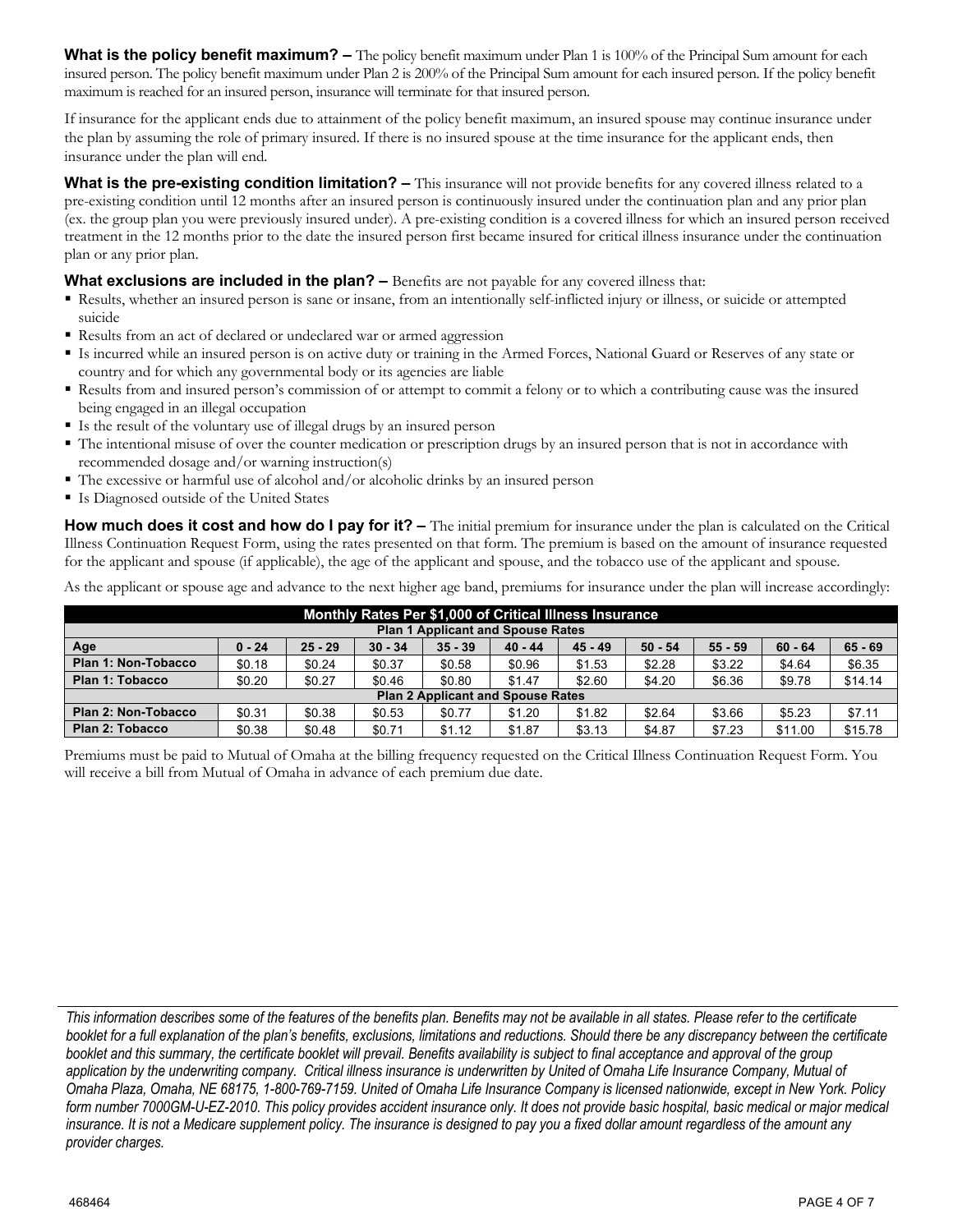**What is the policy benefit maximum? –** The policy benefit maximum under Plan 1 is 100% of the Principal Sum amount for each insured person. The policy benefit maximum under Plan 2 is 200% of the Principal Sum amount for each insured person. If the policy benefit maximum is reached for an insured person, insurance will terminate for that insured person.

If insurance for the applicant ends due to attainment of the policy benefit maximum, an insured spouse may continue insurance under the plan by assuming the role of primary insured. If there is no insured spouse at the time insurance for the applicant ends, then insurance under the plan will end.

**What is the pre-existing condition limitation? –** This insurance will not provide benefits for any covered illness related to a pre-existing condition until 12 months after an insured person is continuously insured under the continuation plan and any prior plan (ex. the group plan you were previously insured under). A pre-existing condition is a covered illness for which an insured person received treatment in the 12 months prior to the date the insured person first became insured for critical illness insurance under the continuation plan or any prior plan.

**What exclusions are included in the plan? –** Benefits are not payable for any covered illness that:

- Results, whether an insured person is sane or insane, from an intentionally self-inflicted injury or illness, or suicide or attempted suicide
- Results from an act of declared or undeclared war or armed aggression
- Is incurred while an insured person is on active duty or training in the Armed Forces, National Guard or Reserves of any state or country and for which any governmental body or its agencies are liable
- Results from and insured person's commission of or attempt to commit a felony or to which a contributing cause was the insured being engaged in an illegal occupation
- Is the result of the voluntary use of illegal drugs by an insured person
- The intentional misuse of over the counter medication or prescription drugs by an insured person that is not in accordance with recommended dosage and/or warning instruction(s)
- The excessive or harmful use of alcohol and/or alcoholic drinks by an insured person
- Is Diagnosed outside of the United States

**How much does it cost and how do I pay for it? –** The initial premium for insurance under the plan is calculated on the Critical Illness Continuation Request Form, using the rates presented on that form. The premium is based on the amount of insurance requested for the applicant and spouse (if applicable), the age of the applicant and spouse, and the tobacco use of the applicant and spouse.

As the applicant or spouse age and advance to the next higher age band, premiums for insurance under the plan will increase accordingly:

| Monthly Rates Per $1,000 of Critical Illness Insurance | | | | | | | | | |
|---|---|---|---|---|---|---|---|---|---|
| Plan 1 Applicant and Spouse Rates | | | | | | | | | |
| **Age** | **0 - 24** | **25 - 29** | **30 - 34** | **35 - 39** | **40 - 44** | **45 - 49** | **50 - 54** | **55 - 59** | **60 - 64** | **65 - 69** |
| **Plan 1: Non-Tobacco** | $0.18 | $0.24 | $0.37 | $0.58 | $0.96 | $1.53 | $2.28 | $3.22 | $4.64 | $6.35 |
| **Plan 1: Tobacco** | $0.20 | $0.27 | $0.46 | $0.80 | $1.47 | $2.60 | $4.20 | $6.36 | $9.78 | $14.14 |
| **Plan 2 Applicant and Spouse Rates** | | | | | | | | | | |
| **Plan 2: Non-Tobacco** | $0.31 | $0.38 | $0.53 | $0.77 | $1.20 | $1.82 | $2.64 | $3.66 | $5.23 | $7.11 |
| **Plan 2: Tobacco** | $0.38 | $0.48 | $0.71 | $1.12 | $1.87 | $3.13 | $4.87 | $7.23 | $11.00 | $15.78 |

Premiums must be paid to Mutual of Omaha at the billing frequency requested on the Critical Illness Continuation Request Form. You will receive a bill from Mutual of Omaha in advance of each premium due date.

*This information describes some of the features of the benefits plan. Benefits may not be available in all states. Please refer to the certificate booklet for a full explanation of the plan's benefits, exclusions, limitations and reductions. Should there be any discrepancy between the certificate booklet and this summary, the certificate booklet will prevail. Benefits availability is subject to final acceptance and approval of the group application by the underwriting company. Critical illness insurance is underwritten by United of Omaha Life Insurance Company, Mutual of Omaha Plaza, Omaha, NE 68175, 1-800-769-7159. United of Omaha Life Insurance Company is licensed nationwide, except in New York. Policy form number 7000GM-U-EZ-2010. This policy provides accident insurance only. It does not provide basic hospital, basic medical or major medical insurance. It is not a Medicare supplement policy. The insurance is designed to pay you a fixed dollar amount regardless of the amount any provider charges.*

468464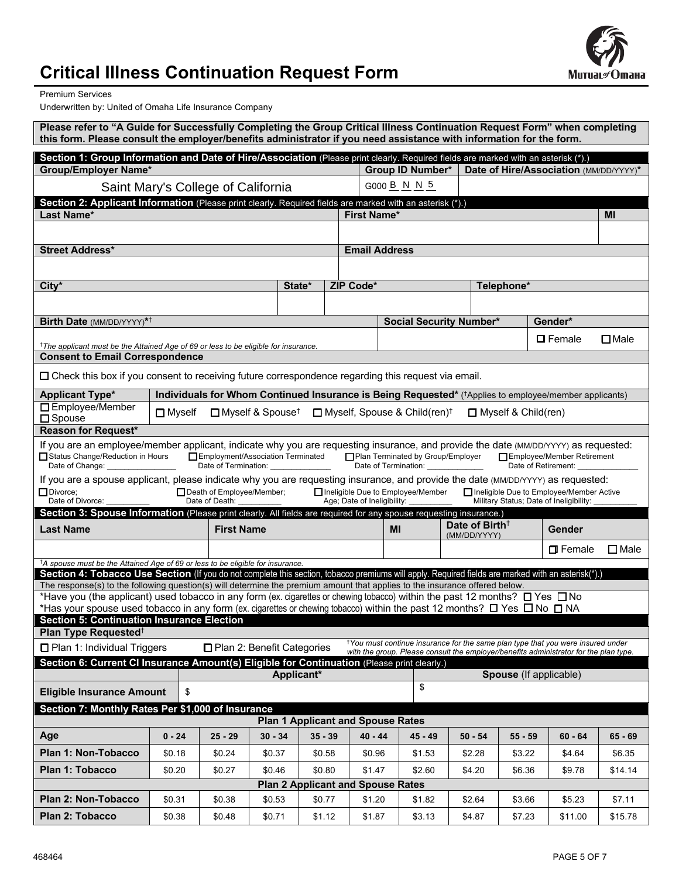# Critical Illness Continuation Request Form

Premium Services

Underwritten by: United of Omaha Life Insurance Company

**Please refer to "A Guide for Successfully Completing the Group Critical Illness Continuation Request Form" when completing this form. Please consult the employer/benefits administrator if you need assistance with information for the form.**

## Section 1: Group Information and Date of Hire/Association (Please print clearly. Required fields are marked with an asterisk (*).)

| Group/Employer Name* | Group ID Number* | Date of Hire/Association (MM/DD/YYYY)* |
|---|---|---|
| Saint Mary's College of California | G000 B N N 5 | |

## Section 2: Applicant Information (Please print clearly. Required fields are marked with an asterisk (*).)

| Last Name* | First Name* | MI |
|---|---|---|
| | | |

| Street Address* | Email Address |
|---|---|
| | |

| City* | State* | ZIP Code* | Telephone* |
|---|---|---|---|
| | | | |

| Birth Date (MM/DD/YYYY)*† | Social Security Number* | Gender* |
|---|---|---|
| †The applicant must be the Attained Age of 69 or less to be eligible for insurance. | | ☐ Female ☐ Male |

**Consent to Email Correspondence**

☐ Check this box if you consent to receiving future correspondence regarding this request via email.

| Applicant Type* | Individuals for Whom Continued Insurance is Being Requested* (†Applies to employee/member applicants) |
|---|---|
| ☐ Employee/Member ☐ Spouse | ☐ Myself ☐ Myself & Spouse† ☐ Myself, Spouse & Child(ren)† ☐ Myself & Child(ren) |

**Reason for Request***

If you are an employee/member applicant, indicate why you are requesting insurance, and provide the date (MM/DD/YYYY) as requested:

☐ Status Change/Reduction in Hours Date of Change: _______________ ☐ Employment/Association Terminated Date of Termination: _____________ ☐ Plan Terminated by Group/Employer Date of Termination: _____________ ☐ Employee/Member Retirement Date of Retirement: _____________

If you are a spouse applicant, please indicate why you are requesting insurance, and provide the date (MM/DD/YYYY) as requested:

☐ Divorce; Date of Divorce: _________ ☐ Death of Employee/Member; Date of Death: _________ ☐ Ineligible Due to Employee/Member Age; Date of Ineligibility: _________ ☐ Ineligible Due to Employee/Member Active Military Status; Date of Ineligibility: _________

## Section 3: Spouse Information (Please print clearly. All fields are required for any spouse requesting insurance.)

| Last Name | First Name | MI | Date of Birth† (MM/DD/YYYY) | Gender |
|---|---|---|---|---|
| | | | | ☐ Female ☐ Male |

†A spouse must be the Attained Age of 69 or less to be eligible for insurance.

## Section 4: Tobacco Use Section (If you do not complete this section, tobacco premiums will apply. Required fields are marked with an asterisk(*).)

The response(s) to the following question(s) will determine the premium amount that applies to the insurance offered below.

*Have you (the applicant) used tobacco in any form (ex. cigarettes or chewing tobacco) within the past 12 months? ☐ Yes ☐ No

*Has your spouse used tobacco in any form (ex. cigarettes or chewing tobacco) within the past 12 months? ☐ Yes ☐ No ☐ NA

## Section 5: Continuation Insurance Election

**Plan Type Requested†**

☐ Plan 1: Individual Triggers ☐ Plan 2: Benefit Categories

*†You must continue insurance for the same plan type that you were insured under with the group. Please consult the employer/benefits administrator for the plan type.*

## Section 6: Current CI Insurance Amount(s) Eligible for Continuation (Please print clearly.)

| | Applicant* | Spouse (If applicable) |
|---|---|---|
| Eligible Insurance Amount | $ | $ |

## Section 7: Monthly Rates Per $1,000 of Insurance

| Age | 0 - 24 | 25 - 29 | 30 - 34 | 35 - 39 | 40 - 44 | 45 - 49 | 50 - 54 | 55 - 59 | 60 - 64 | 65 - 69 |
|---|---|---|---|---|---|---|---|---|---|---|
| **Plan 1 Applicant and Spouse Rates** | | | | | | | | | | |
| Plan 1: Non-Tobacco | $0.18 | $0.24 | $0.37 | $0.58 | $0.96 | $1.53 | $2.28 | $3.22 | $4.64 | $6.35 |
| Plan 1: Tobacco | $0.20 | $0.27 | $0.46 | $0.80 | $1.47 | $2.60 | $4.20 | $6.36 | $9.78 | $14.14 |
| **Plan 2 Applicant and Spouse Rates** | | | | | | | | | | |
| Plan 2: Non-Tobacco | $0.31 | $0.38 | $0.53 | $0.77 | $1.20 | $1.82 | $2.64 | $3.66 | $5.23 | $7.11 |
| Plan 2: Tobacco | $0.38 | $0.48 | $0.71 | $1.12 | $1.87 | $3.13 | $4.87 | $7.23 | $11.00 | $15.78 |

468464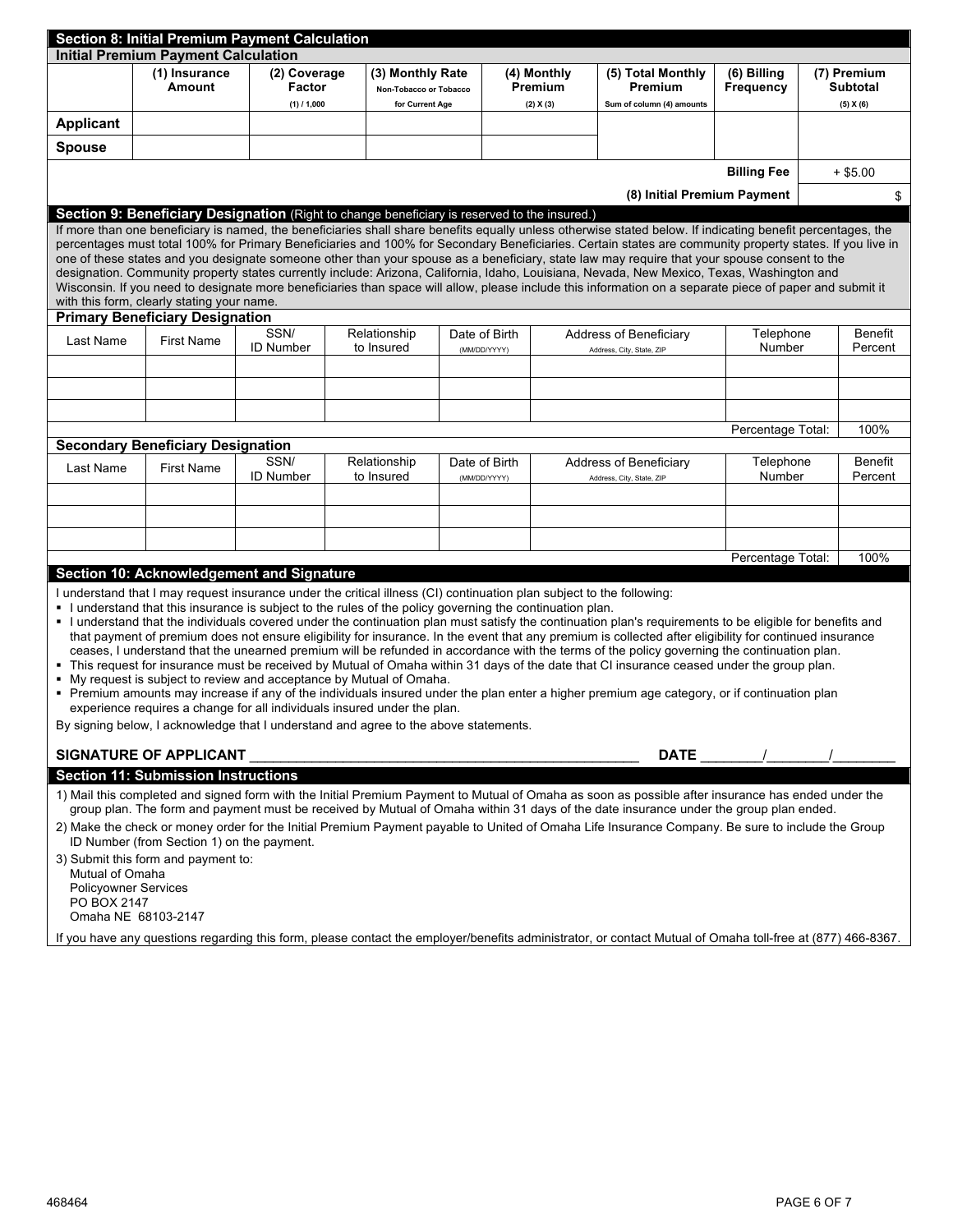## Section 8: Initial Premium Payment Calculation

### Initial Premium Payment Calculation

| | (1) Insurance Amount | (2) Coverage Factor (1) / 1,000 | (3) Monthly Rate Non-Tobacco or Tobacco for Current Age | (4) Monthly Premium (2) X (3) | (5) Total Monthly Premium Sum of column (4) amounts | (6) Billing Frequency | (7) Premium Subtotal (5) X (6) |
|---|---|---|---|---|---|---|---|
| **Applicant** | | | | | | | |
| **Spouse** | | | | | | | |
| | | | | | | **Billing Fee** | + $5.00 |
| | | | | | | **(8) Initial Premium Payment** | $ |

## Section 9: Beneficiary Designation (Right to change beneficiary is reserved to the insured.)

If more than one beneficiary is named, the beneficiaries shall share benefits equally unless otherwise stated below. If indicating benefit percentages, the percentages must total 100% for Primary Beneficiaries and 100% for Secondary Beneficiaries. Certain states are community property states. If you live in one of these states and you designate someone other than your spouse as a beneficiary, state law may require that your spouse consent to the designation. Community property states currently include: Arizona, California, Idaho, Louisiana, Nevada, New Mexico, Texas, Washington and Wisconsin. If you need to designate more beneficiaries than space will allow, please include this information on a separate piece of paper and submit it with this form, clearly stating your name.

### Primary Beneficiary Designation

| Last Name | First Name | SSN/ ID Number | Relationship to Insured | Date of Birth (MM/DD/YYYY) | Address of Beneficiary Address, City, State, ZIP | Telephone Number | Benefit Percent |
|---|---|---|---|---|---|---|---|
| | | | | | | | |
| | | | | | | | |
| | | | | | | | |
| | | | | | | Percentage Total: | 100% |

### Secondary Beneficiary Designation

| Last Name | First Name | SSN/ ID Number | Relationship to Insured | Date of Birth (MM/DD/YYYY) | Address of Beneficiary Address, City, State, ZIP | Telephone Number | Benefit Percent |
|---|---|---|---|---|---|---|---|
| | | | | | | | |
| | | | | | | | |
| | | | | | | | |
| | | | | | | Percentage Total: | 100% |

## Section 10: Acknowledgement and Signature

I understand that I may request insurance under the critical illness (CI) continuation plan subject to the following:

- I understand that this insurance is subject to the rules of the policy governing the continuation plan.
- I understand that the individuals covered under the continuation plan must satisfy the continuation plan's requirements to be eligible for benefits and that payment of premium does not ensure eligibility for insurance. In the event that any premium is collected after eligibility for continued insurance ceases, I understand that the unearned premium will be refunded in accordance with the terms of the policy governing the continuation plan.
- This request for insurance must be received by Mutual of Omaha within 31 days of the date that CI insurance ceased under the group plan.
- My request is subject to review and acceptance by Mutual of Omaha.
- Premium amounts may increase if any of the individuals insured under the plan enter a higher premium age category, or if continuation plan experience requires a change for all individuals insured under the plan.

By signing below, I acknowledge that I understand and agree to the above statements.

**SIGNATURE OF APPLICANT** ____________________________________________________ **DATE** ________/________/________

## Section 11: Submission Instructions

1) Mail this completed and signed form with the Initial Premium Payment to Mutual of Omaha as soon as possible after insurance has ended under the group plan. The form and payment must be received by Mutual of Omaha within 31 days of the date insurance under the group plan ended.
2) Make the check or money order for the Initial Premium Payment payable to United of Omaha Life Insurance Company. Be sure to include the Group ID Number (from Section 1) on the payment.
3) Submit this form and payment to:
   Mutual of Omaha
   Policyowner Services
   PO BOX 2147
   Omaha NE 68103-2147

If you have any questions regarding this form, please contact the employer/benefits administrator, or contact Mutual of Omaha toll-free at (877) 466-8367.

468464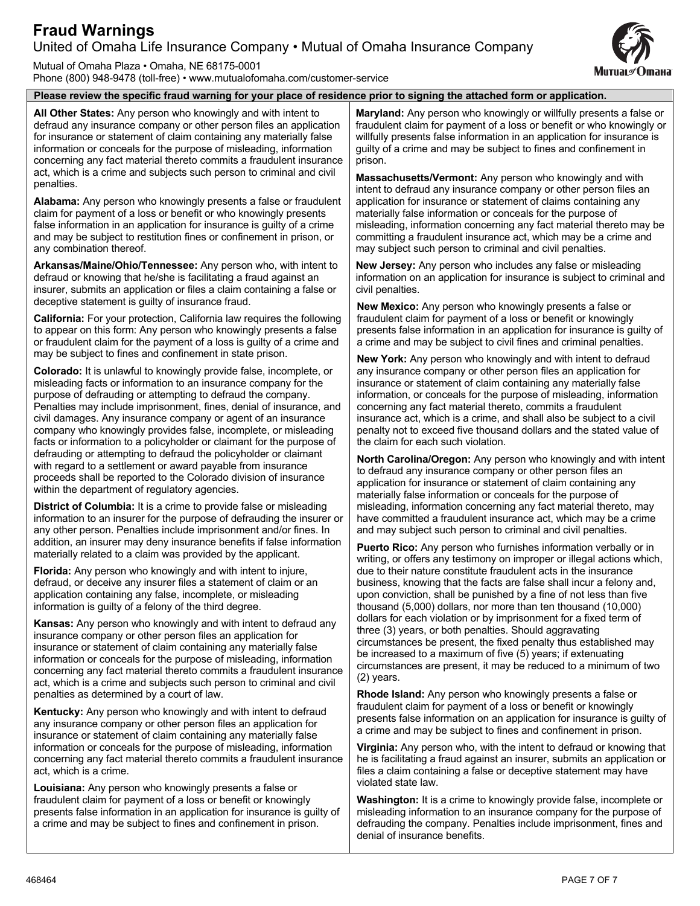# Fraud Warnings

United of Omaha Life Insurance Company • Mutual of Omaha Insurance Company

Mutual of Omaha Plaza • Omaha, NE 68175-0001
Phone (800) 948-9478 (toll-free) • www.mutualofomaha.com/customer-service

**Please review the specific fraud warning for your place of residence prior to signing the attached form or application.**

**All Other States:** Any person who knowingly and with intent to defraud any insurance company or other person files an application for insurance or statement of claim containing any materially false information or conceals for the purpose of misleading, information concerning any fact material thereto commits a fraudulent insurance act, which is a crime and subjects such person to criminal and civil penalties.

**Alabama:** Any person who knowingly presents a false or fraudulent claim for payment of a loss or benefit or who knowingly presents false information in an application for insurance is guilty of a crime and may be subject to restitution fines or confinement in prison, or any combination thereof.

**Arkansas/Maine/Ohio/Tennessee:** Any person who, with intent to defraud or knowing that he/she is facilitating a fraud against an insurer, submits an application or files a claim containing a false or deceptive statement is guilty of insurance fraud.

**California:** For your protection, California law requires the following to appear on this form: Any person who knowingly presents a false or fraudulent claim for the payment of a loss is guilty of a crime and may be subject to fines and confinement in state prison.

**Colorado:** It is unlawful to knowingly provide false, incomplete, or misleading facts or information to an insurance company for the purpose of defrauding or attempting to defraud the company. Penalties may include imprisonment, fines, denial of insurance, and civil damages. Any insurance company or agent of an insurance company who knowingly provides false, incomplete, or misleading facts or information to a policyholder or claimant for the purpose of defrauding or attempting to defraud the policyholder or claimant with regard to a settlement or award payable from insurance proceeds shall be reported to the Colorado division of insurance within the department of regulatory agencies.

**District of Columbia:** It is a crime to provide false or misleading information to an insurer for the purpose of defrauding the insurer or any other person. Penalties include imprisonment and/or fines. In addition, an insurer may deny insurance benefits if false information materially related to a claim was provided by the applicant.

**Florida:** Any person who knowingly and with intent to injure, defraud, or deceive any insurer files a statement of claim or an application containing any false, incomplete, or misleading information is guilty of a felony of the third degree.

**Kansas:** Any person who knowingly and with intent to defraud any insurance company or other person files an application for insurance or statement of claim containing any materially false information or conceals for the purpose of misleading, information concerning any fact material thereto commits a fraudulent insurance act, which is a crime and subjects such person to criminal and civil penalties as determined by a court of law.

**Kentucky:** Any person who knowingly and with intent to defraud any insurance company or other person files an application for insurance or statement of claim containing any materially false information or conceals for the purpose of misleading, information concerning any fact material thereto commits a fraudulent insurance act, which is a crime.

**Louisiana:** Any person who knowingly presents a false or fraudulent claim for payment of a loss or benefit or knowingly presents false information in an application for insurance is guilty of a crime and may be subject to fines and confinement in prison.

**Maryland:** Any person who knowingly or willfully presents a false or fraudulent claim for payment of a loss or benefit or who knowingly or willfully presents false information in an application for insurance is guilty of a crime and may be subject to fines and confinement in prison.

**Massachusetts/Vermont:** Any person who knowingly and with intent to defraud any insurance company or other person files an application for insurance or statement of claims containing any materially false information or conceals for the purpose of misleading, information concerning any fact material thereto may be committing a fraudulent insurance act, which may be a crime and may subject such person to criminal and civil penalties.

**New Jersey:** Any person who includes any false or misleading information on an application for insurance is subject to criminal and civil penalties.

**New Mexico:** Any person who knowingly presents a false or fraudulent claim for payment of a loss or benefit or knowingly presents false information in an application for insurance is guilty of a crime and may be subject to civil fines and criminal penalties.

**New York:** Any person who knowingly and with intent to defraud any insurance company or other person files an application for insurance or statement of claim containing any materially false information, or conceals for the purpose of misleading, information concerning any fact material thereto, commits a fraudulent insurance act, which is a crime, and shall also be subject to a civil penalty not to exceed five thousand dollars and the stated value of the claim for each such violation.

**North Carolina/Oregon:** Any person who knowingly and with intent to defraud any insurance company or other person files an application for insurance or statement of claim containing any materially false information or conceals for the purpose of misleading, information concerning any fact material thereto, may have committed a fraudulent insurance act, which may be a crime and may subject such person to criminal and civil penalties.

**Puerto Rico:** Any person who furnishes information verbally or in writing, or offers any testimony on improper or illegal actions which, due to their nature constitute fraudulent acts in the insurance business, knowing that the facts are false shall incur a felony and, upon conviction, shall be punished by a fine of not less than five thousand (5,000) dollars, nor more than ten thousand (10,000) dollars for each violation or by imprisonment for a fixed term of three (3) years, or both penalties. Should aggravating circumstances be present, the fixed penalty thus established may be increased to a maximum of five (5) years; if extenuating circumstances are present, it may be reduced to a minimum of two (2) years.

**Rhode Island:** Any person who knowingly presents a false or fraudulent claim for payment of a loss or benefit or knowingly presents false information on an application for insurance is guilty of a crime and may be subject to fines and confinement in prison.

**Virginia:** Any person who, with the intent to defraud or knowing that he is facilitating a fraud against an insurer, submits an application or files a claim containing a false or deceptive statement may have violated state law.

**Washington:** It is a crime to knowingly provide false, incomplete or misleading information to an insurance company for the purpose of defrauding the company. Penalties include imprisonment, fines and denial of insurance benefits.

468464